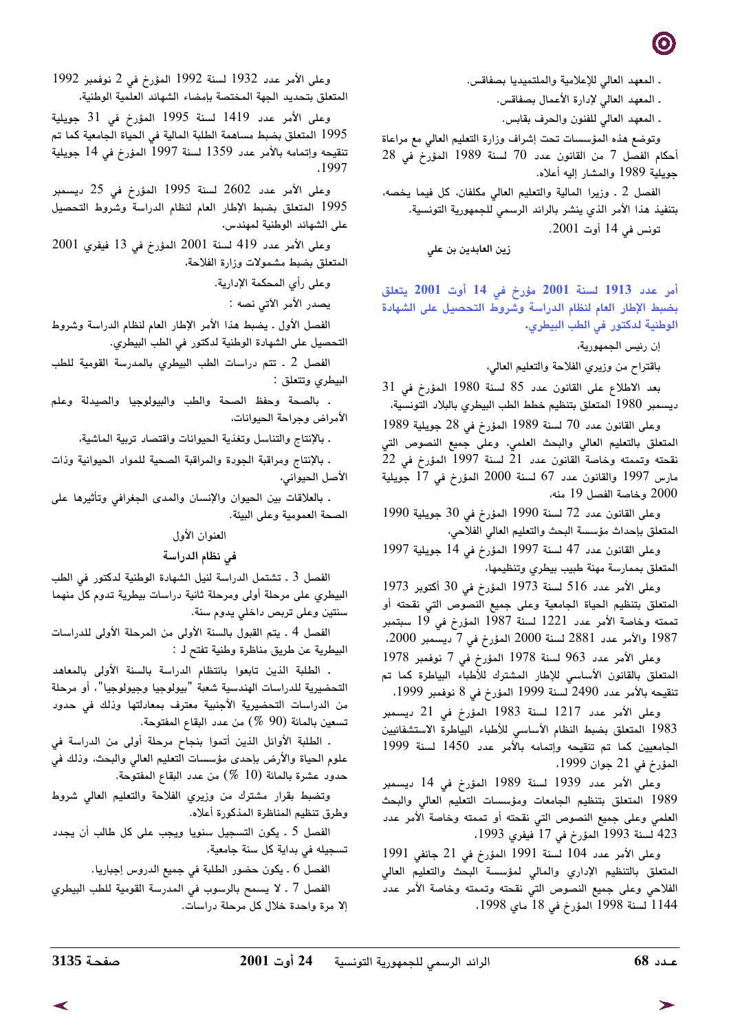- المعهد العالي للإعلامية والملتميديا بصفاقس.

- المعهد العالي لإدارة الأعمال بصفاقس.

- المعهد العالي للفنون والحرف بقابس.

وتوضع هذه المؤسسات تحت إشراف وزارة التعليم العالي مع مراعاة أحكام الفصل 7 من القانون عدد 70 لسنة 1989 المؤرخ في 28 جويلية 1989 والمشار إليه أعلاه.

الفصل 2 - وزيرا المالية والتعليم العالي مكلفان، كل فيما يخصه، بتنفيذ هذا الأمر الذي ينشر بالرائد الرسمي للجمهورية التونسية.

تونس في 14 أوت 2001.

**زين العابدين بن علي**

## أمر عدد 1913 لسنة 2001 مؤرخ في 14 أوت 2001 يتعلق بضبط الإطار العام لنظام الدراسة وشروط التحصيل على الشهادة الوطنية لدكتور في الطب البيطري.

إن رئيس الجمهورية،

باقتراح من وزيري الفلاحة والتعليم العالي،

بعد الاطلاع على القانون عدد 85 لسنة 1980 المؤرخ في 31 ديسمبر 1980 المتعلق بتنظيم خطط الطب البيطري بالبلاد التونسية،

وعلى القانون عدد 70 لسنة 1989 المؤرخ في 28 جويلية 1989 المتعلق بالتعليم العالي والبحث العلمي، وعلى جميع النصوص التي نقحته وتممته وخاصة القانون عدد 21 لسنة 1997 المؤرخ في 22 مارس 1997 والقانون عدد 67 لسنة 2000 المؤرخ في 17 جويلية 2000 وخاصة الفصل 19 منه،

وعلى القانون عدد 72 لسنة 1990 المؤرخ في 30 جويلية 1990 المتعلق بإحداث مؤسسة البحث والتعليم العالي الفلاحي،

وعلى القانون عدد 47 لسنة 1997 المؤرخ في 14 جويلية 1997 المتعلق بممارسة مهنة طبيب بيطري وتنظيمها،

وعلى الأمر عدد 516 لسنة 1973 المؤرخ في 30 أكتوبر 1973 المتعلق بتنظيم الحياة الجامعية وعلى جميع النصوص التي نقحته أو تممته وخاصة الأمر عدد 1221 لسنة 1987 المؤرخ في 19 سبتمبر 1987 والأمر عدد 2881 لسنة 2000 المؤرخ في 7 ديسمبر 2000،

وعلى الأمر عدد 963 لسنة 1978 المؤرخ في 7 نوفمبر 1978 المتعلق بالقانون الأساسي للإطار المشترك للأطباء البياطرة كما تم تنقيحه بالأمر عدد 2490 لسنة 1999 المؤرخ في 8 نوفمبر 1999،

وعلى الأمر عدد 1217 لسنة 1983 المؤرخ في 21 ديسمبر 1983 المتعلق بضبط النظام الأساسي للأطباء البياطرة الاستشفائيين الجامعيين كما تم تنقيحه وإتمامه بالأمر عدد 1450 لسنة 1999 المؤرخ في 21 جوان 1999،

وعلى الأمر عدد 1939 لسنة 1989 المؤرخ في 14 ديسمبر 1989 المتعلق بتنظيم الجامعات ومؤسسات التعليم العالي والبحث العلمي وعلى جميع النصوص التي نقحته أو تممته وخاصة الأمر عدد 423 لسنة 1993 المؤرخ في 17 فيفري 1993،

وعلى الأمر عدد 104 لسنة 1991 المؤرخ في 21 جانفي 1991 المتعلق بالتنظيم الإداري والمالي لمؤسسة البحث والتعليم العالي الفلاحي وعلى جميع النصوص التي نقحته وتممته وخاصة الأمر عدد 1144 لسنة 1998 المؤرخ في 18 ماي 1998،

وعلى الأمر عدد 1932 لسنة 1992 المؤرخ في 2 نوفمبر 1992 المتعلق بتحديد الجهة المختصة بإمضاء الشهائد العلمية الوطنية،

وعلى الأمر عدد 1419 لسنة 1995 المؤرخ في 31 جويلية 1995 المتعلق بضبط مساهمة الطلبة المالية في الحياة الجامعية كما تم تنقيحه وإتمامه بالأمر عدد 1359 لسنة 1997 المؤرخ في 14 جويلية 1997.

وعلى الأمر عدد 2602 لسنة 1995 المؤرخ في 25 ديسمبر 1995 المتعلق بضبط الإطار العام لنظام الدراسة وشروط التحصيل على الشهائد الوطنية لمهندس،

وعلى الأمر عدد 419 لسنة 2001 المؤرخ في 13 فيفري 2001 المتعلق بضبط مشمولات وزارة الفلاحة،

وعلى رأي المحكمة الإدارية،

يصدر الأمر الآتي نصه :

الفصل الأول - يضبط هذا الأمر الإطار العام لنظام الدراسة وشروط التحصيل على الشهادة الوطنية لدكتور في الطب البيطري.

الفصل 2 - تتم دراسات الطب البيطري بالمدرسة القومية للطب البيطري وتتعلق :

- بالصحة وحفظ الصحة والطب والبيولوجيا والصيدلة وعلم الأمراض وجراحة الحيوانات،

- بالإنتاج والتناسل وتغذية الحيوانات واقتصاد تربية الماشية،

- بالإنتاج ومراقبة الجودة والمراقبة الصحية للمواد الحيوانية وذات الأصل الحيواني،

- بالعلاقات بين الحيوان والإنسان والمدى الجغرافي وتأثيرها على الصحة العمومية وعلى البيئة.

### العنوان الأول

### في نظام الدراسة

الفصل 3 - تشتمل الدراسة لنيل الشهادة الوطنية لدكتور في الطب البيطري على مرحلة أولى ومرحلة ثانية دراسات بيطرية تدوم كل منهما سنتين وعلى تربص داخلي يدوم سنة.

الفصل 4 - يتم القبول بالسنة الأولى من المرحلة الأولى للدراسات البيطرية عن طريق مناظرة وطنية تفتح لـ :

- الطلبة الذين تابعوا بانتظام الدراسة بالسنة الأولى بالمعاهد التحضيرية للدراسات الهندسية شعبة "بيولوجيا وجيولوجيا". أو مرحلة من الدراسات التحضيرية الأجنبية معترف بمعادلتها وذلك في حدود تسعين بالمائة (90 %) من عدد البقاع المفتوحة.

- الطلبة الأوائل الذين أتموا بنجاح مرحلة أولى من الدراسة في علوم الحياة والأرض بإحدى مؤسسات التعليم العالي والبحث، وذلك في حدود عشرة بالمائة (10 %) من عدد البقاع المفتوحة.

وتضبط بقرار مشترك من وزيري الفلاحة والتعليم العالي شروط وطرق تنظيم المناظرة المذكورة أعلاه.

الفصل 5 - يكون التسجيل سنويا ويجب على كل طالب أن يجدد تسجيله في بداية كل سنة جامعية.

الفصل 6 - يكون حضور الطلبة في جميع الدروس إجباريا.

الفصل 7 - لا يسمح بالرسوب في المدرسة القومية للطب البيطري إلا مرة واحدة خلال كل مرحلة دراسات.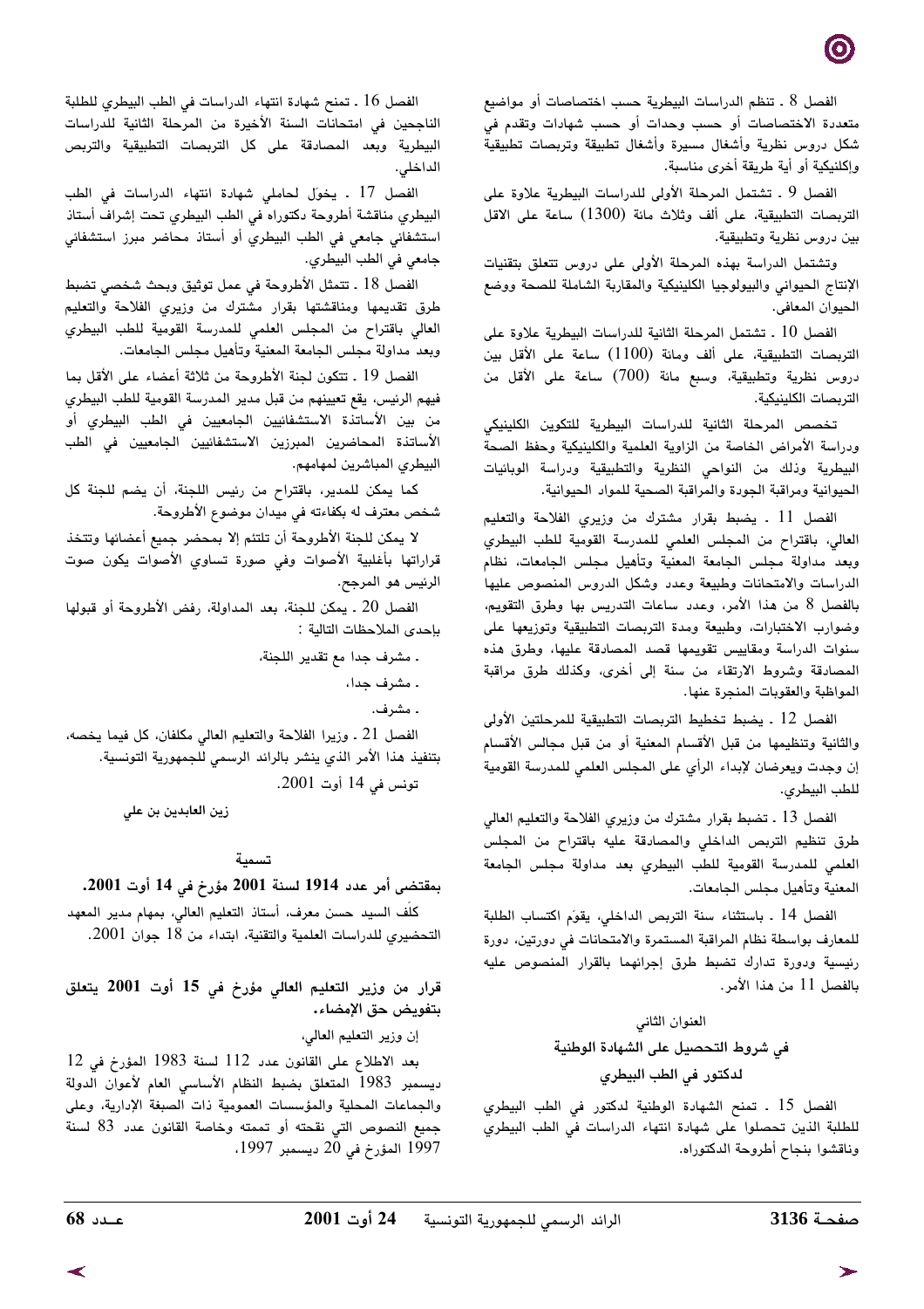الفصل 8 ـ تنظم الدراسات البيطرية حسب اختصاصات أو مواضيع متعددة الاختصاصات أو حسب وحدات أو حسب شهادات وتقدم في شكل دروس نظرية وأشغال مسيرة وأشغال تطبيقة وتربصات تطبيقية وإكلنيكية أو بأية طريقة أخرى مناسبة.

الفصل 9 ـ تشتمل المرحلة الأولى للدراسات البيطرية علاوة على التربصات التطبيقية، على ألف وثلاث مائة (1300) ساعة على الاقل بين دروس نظرية وتطبيقية.

وتشتمل الدراسة بهذه المرحلة الأولى على دروس تتعلق بتقنيات الإنتاج الحيواني والبيولوجيا الكلينيكية والمقاربة الشاملة للصحة ووضع الحيوان المعافى.

الفصل 10 ـ تشتمل المرحلة الثانية للدراسات البيطرية علاوة على التربصات التطبيقية، على ألف ومائة (1100) ساعة على الأقل بين دروس نظرية وتطبيقية، وسبع مائة (700) ساعة على الأقل من التربصات الكلينيكية.

تخصص المرحلة الثانية للدراسات البيطرية للتكوين الكلينيكي ودراسة الأمراض الخاصة من الزاوية العلمية والكلينيكية وحفظ الصحة البيطرية وذلك من النواحي النظرية والتطبيقية ودراسة الوبائيات الحيوانية ومراقبة الجودة والمراقبة الصحية للمواد الحيوانية.

الفصل 11 ـ يضبط بقرار مشترك من وزيري الفلاحة والتعليم العالي، باقتراح من المجلس العلمي للمدرسة القومية للطب البيطري وبعد مداولة مجلس الجامعة المعنية وتأهيل مجلس الجامعات، نظام الدراسات والامتحانات وطبيعة وعدد وشكل الدروس المنصوص عليها بالفصل 8 من هذا الأمر، وعدد ساعات التدريس بها وطرق التقويم، وضوارب الاختبارات، وطبيعة ومدة التربصات التطبيقية وتوزيعها على سنوات الدراسة ومقاييس تقويمها قصد المصادقة عليها، وطرق هذه المصادقة وشروط الارتقاء من سنة إلى أخرى، وكذلك طرق مراقبة المواظبة والعقوبات المنجرة عنها.

الفصل 12 ـ يضبط تخطيط التربصات التطبيقية للمرحلتين الأولى والثانية وتنظيمها من قبل الأقسام المعنية أو من قبل مجالس الأقسام إن وجدت ويعرضان لإبداء الرأي على المجلس العلمي للمدرسة القومية للطب البيطري.

الفصل 13 ـ تضبط بقرار مشترك من وزيري الفلاحة والتعليم العالي طرق تنظيم التربص الداخلي والمصادقة عليه باقتراح من المجلس العلمي للمدرسة القومية للطب البيطري بعد مداولة مجلس الجامعة المعنية وتأهيل مجلس الجامعات.

الفصل 14 ـ باستثناء سنة التربص الداخلي، يقوّم اكتساب الطلبة للمعارف بواسطة نظام المراقبة المستمرة والامتحانات في دورتين، دورة رئيسية ودورة تدارك تضبط طرق إجرائهما بالقرار المنصوص عليه بالفصل 11 من هذا الأمر.

## العنوان الثاني
## في شروط التحصيل على الشهادة الوطنية لدكتور في الطب البيطري

الفصل 15 ـ تمنح الشهادة الوطنية لدكتور في الطب البيطري للطلبة الذين تحصلوا على شهادة انتهاء الدراسات في الطب البيطري وناقشوا بنجاح أطروحة الدكتوراه.

الفصل 16 ـ تمنح شهادة انتهاء الدراسات في الطب البيطري للطلبة الناجحين في امتحانات السنة الأخيرة من المرحلة الثانية للدراسات البيطرية وبعد المصادقة على كل التربصات التطبيقية والتربص الداخلي.

الفصل 17 ـ يخوّل لحاملي شهادة انتهاء الدراسات في الطب البيطري مناقشة أطروحة دكتوراه في الطب البيطري تحت إشراف أستاذ استشفائي جامعي في الطب البيطري أو أستاذ محاضر مبرز استشفائي جامعي في الطب البيطري.

الفصل 18 ـ تتمثل الأطروحة في عمل توثيق وبحث شخصي تضبط طرق تقديمها ومناقشتها بقرار مشترك من وزيري الفلاحة والتعليم العالي باقتراح من المجلس العلمي للمدرسة القومية للطب البيطري وبعد مداولة مجلس الجامعة المعنية وتأهيل مجلس الجامعات.

الفصل 19 ـ تتكون لجنة الأطروحة من ثلاثة أعضاء على الأقل بما فيهم الرئيس، يقع تعيينهم من قبل مدير المدرسة القومية للطب البيطري من بين الأساتذة الاستشفائيين الجامعيين في الطب البيطري أو الأساتذة المحاضرين المبرزين الاستشفائيين الجامعيين في الطب البيطري المباشرين لمهامهم.

كما يمكن للمدير، باقتراح من رئيس اللجنة، أن يضم للجنة كل شخص معترف له بكفاءته في ميدان موضوع الأطروحة.

لا يمكن للجنة الأطروحة أن تلتئم إلا بمحضر جميع أعضائها وتتخذ قراراتها بأغلبية الأصوات وفي صورة تساوي الأصوات يكون صوت الرئيس هو المرجح.

الفصل 20 ـ يمكن للجنة، بعد المداولة، رفض الأطروحة أو قبولها بإحدى الملاحظات التالية :

- مشرف جدا مع تقدير اللجنة،
- مشرف جدا،
- مشرف.

الفصل 21 ـ وزيرا الفلاحة والتعليم العالي مكلفان، كل فيما يخصه، بتنفيذ هذا الأمر الذي ينشر بالرائد الرسمي للجمهورية التونسية.

تونس في 14 أوت 2001.

**زين العابدين بن علي**

### تسمية

**بمقتضى أمر عدد 1914 لسنة 2001 مؤرخ في 14 أوت 2001.**

كلّف السيد حسن معرف، أستاذ التعليم العالي، بمهام مدير المعهد التحضيري للدراسات العلمية والتقنية، ابتداء من 18 جوان 2001.

### قرار من وزير التعليم العالي مؤرخ في 15 أوت 2001 يتعلق بتفويض حق الإمضاء.

إن وزير التعليم العالي،

بعد الاطلاع على القانون عدد 112 لسنة 1983 المؤرخ في 12 ديسمبر 1983 المتعلق بضبط النظام الأساسي العام لأعوان الدولة والجماعات المحلية والمؤسسات العمومية ذات الصبغة الإدارية، وعلى جميع النصوص التي نقحته أو تممته وخاصة القانون عدد 83 لسنة 1997 المؤرخ في 20 ديسمبر 1997،